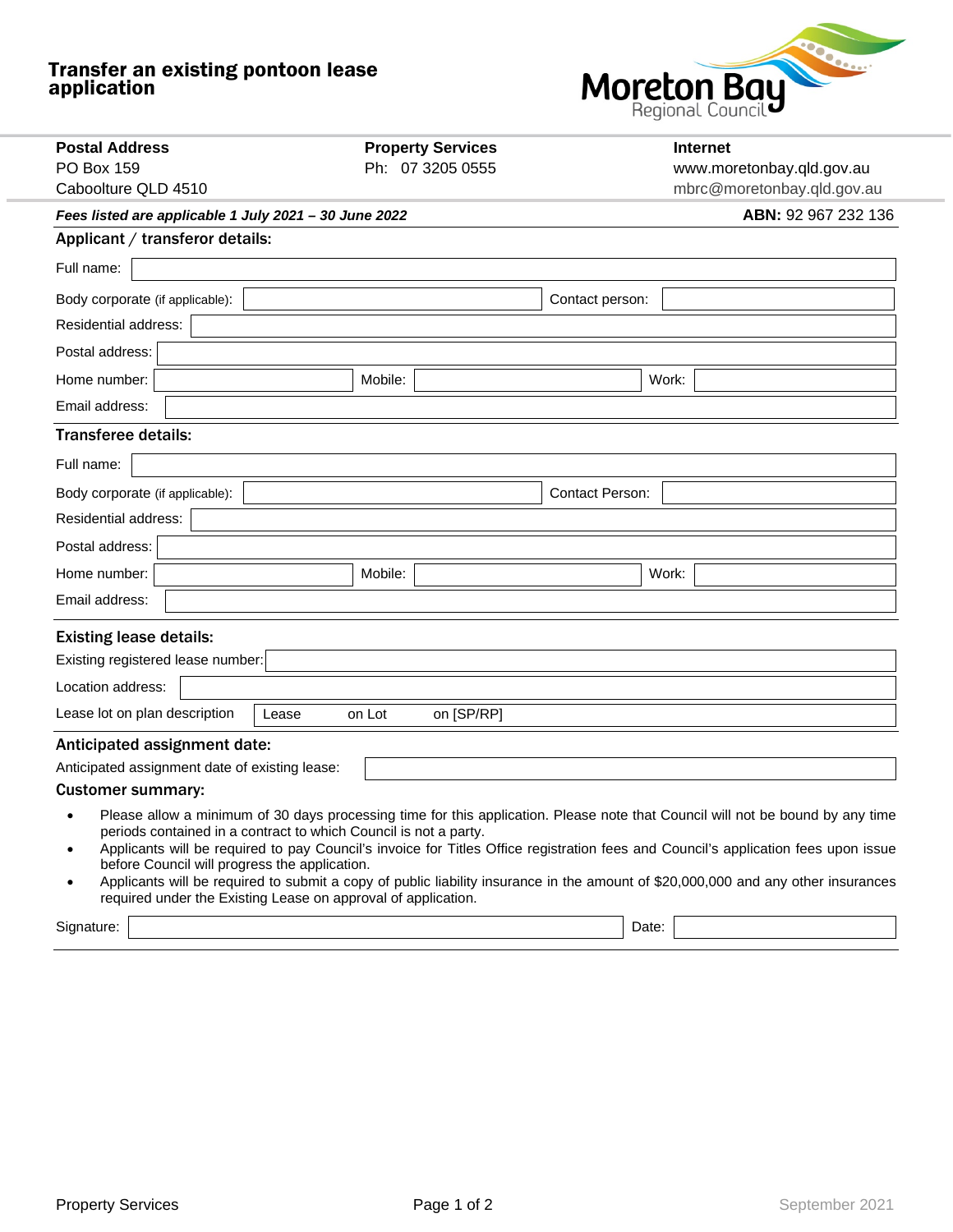# Transfer an existing pontoon lease application

Moreton Bay Regional Council

| **Postal Address** | **Property Services** | **Internet** |
|---|---|---|
| PO Box 159 | Ph: 07 3205 0555 | www.moretonbay.qld.gov.au |
| Caboolture QLD 4510 | | mbrc@moretonbay.qld.gov.au |

***Fees listed are applicable 1 July 2021 – 30 June 2022*** **ABN:** 92 967 232 136

## Applicant / transferor details:

Full name:

Body corporate (if applicable): Contact person:

Residential address:

Postal address:

Home number: Mobile: Work:

Email address:

## Transferee details:

Full name:

Body corporate (if applicable): Contact Person:

Residential address:

Postal address:

Home number: Mobile: Work:

Email address:

## Existing lease details:

Existing registered lease number:

Location address:

Lease lot on plan description: Lease on Lot on [SP/RP]

## Anticipated assignment date:

Anticipated assignment date of existing lease:

## Customer summary:

- Please allow a minimum of 30 days processing time for this application. Please note that Council will not be bound by any time periods contained in a contract to which Council is not a party.
- Applicants will be required to pay Council's invoice for Titles Office registration fees and Council's application fees upon issue before Council will progress the application.
- Applicants will be required to submit a copy of public liability insurance in the amount of $20,000,000 and any other insurances required under the Existing Lease on approval of application.

Signature: Date: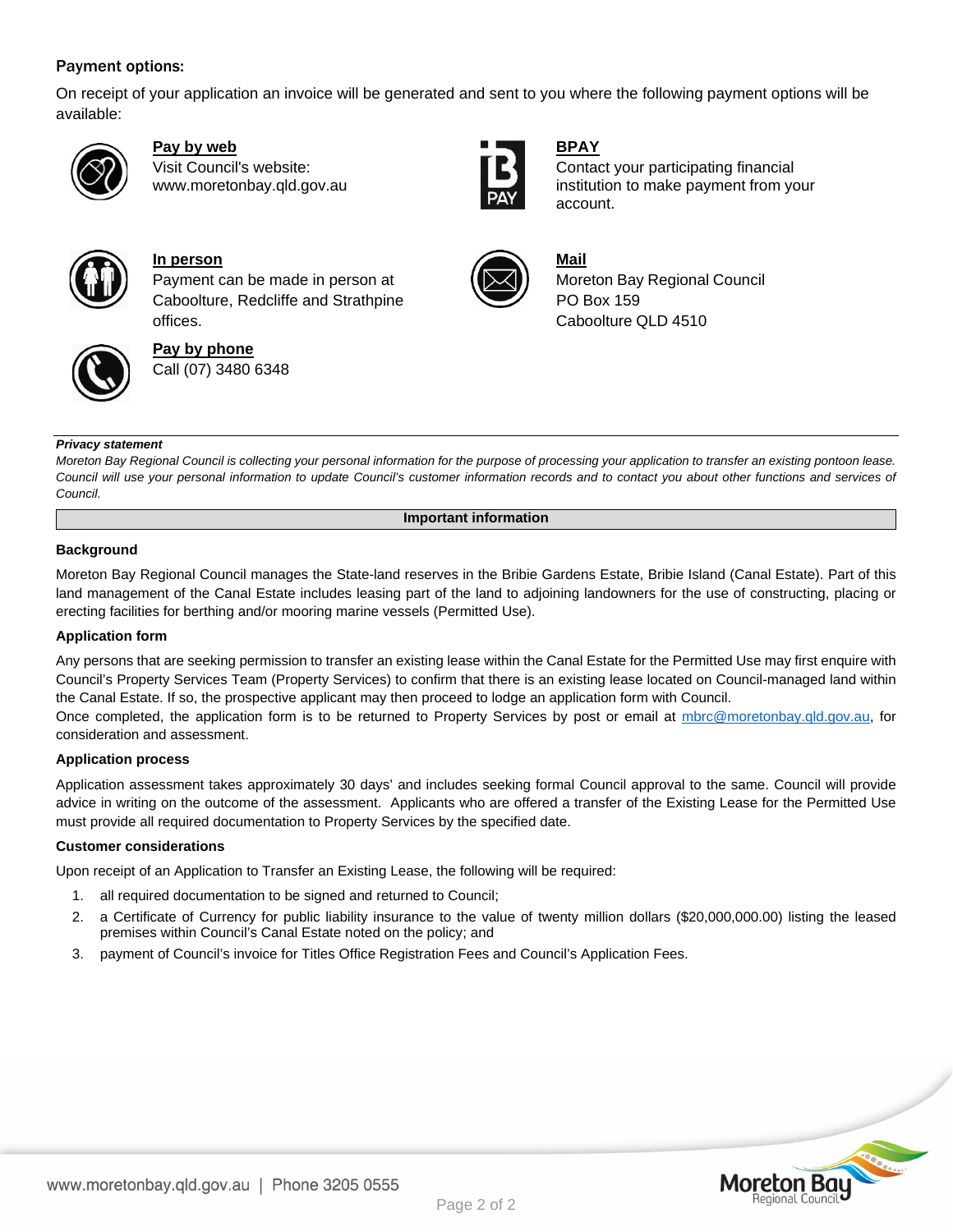### Payment options:

On receipt of your application an invoice will be generated and sent to you where the following payment options will be available:

**Pay by web**
Visit Council's website:
www.moretonbay.qld.gov.au

**BPAY**
Contact your participating financial institution to make payment from your account.

**In person**
Payment can be made in person at Caboolture, Redcliffe and Strathpine offices.

**Mail**
Moreton Bay Regional Council
PO Box 159
Caboolture QLD 4510

**Pay by phone**
Call (07) 3480 6348

***Privacy statement***
*Moreton Bay Regional Council is collecting your personal information for the purpose of processing your application to transfer an existing pontoon lease. Council will use your personal information to update Council's customer information records and to contact you about other functions and services of Council.*

## Important information

**Background**

Moreton Bay Regional Council manages the State-land reserves in the Bribie Gardens Estate, Bribie Island (Canal Estate). Part of this land management of the Canal Estate includes leasing part of the land to adjoining landowners for the use of constructing, placing or erecting facilities for berthing and/or mooring marine vessels (Permitted Use).

**Application form**

Any persons that are seeking permission to transfer an existing lease within the Canal Estate for the Permitted Use may first enquire with Council's Property Services Team (Property Services) to confirm that there is an existing lease located on Council-managed land within the Canal Estate. If so, the prospective applicant may then proceed to lodge an application form with Council.
Once completed, the application form is to be returned to Property Services by post or email at mbrc@moretonbay.qld.gov.au, for consideration and assessment.

**Application process**

Application assessment takes approximately 30 days' and includes seeking formal Council approval to the same. Council will provide advice in writing on the outcome of the assessment. Applicants who are offered a transfer of the Existing Lease for the Permitted Use must provide all required documentation to Property Services by the specified date.

**Customer considerations**

Upon receipt of an Application to Transfer an Existing Lease, the following will be required:

1. all required documentation to be signed and returned to Council;
2. a Certificate of Currency for public liability insurance to the value of twenty million dollars ($20,000,000.00) listing the leased premises within Council's Canal Estate noted on the policy; and
3. payment of Council's invoice for Titles Office Registration Fees and Council's Application Fees.